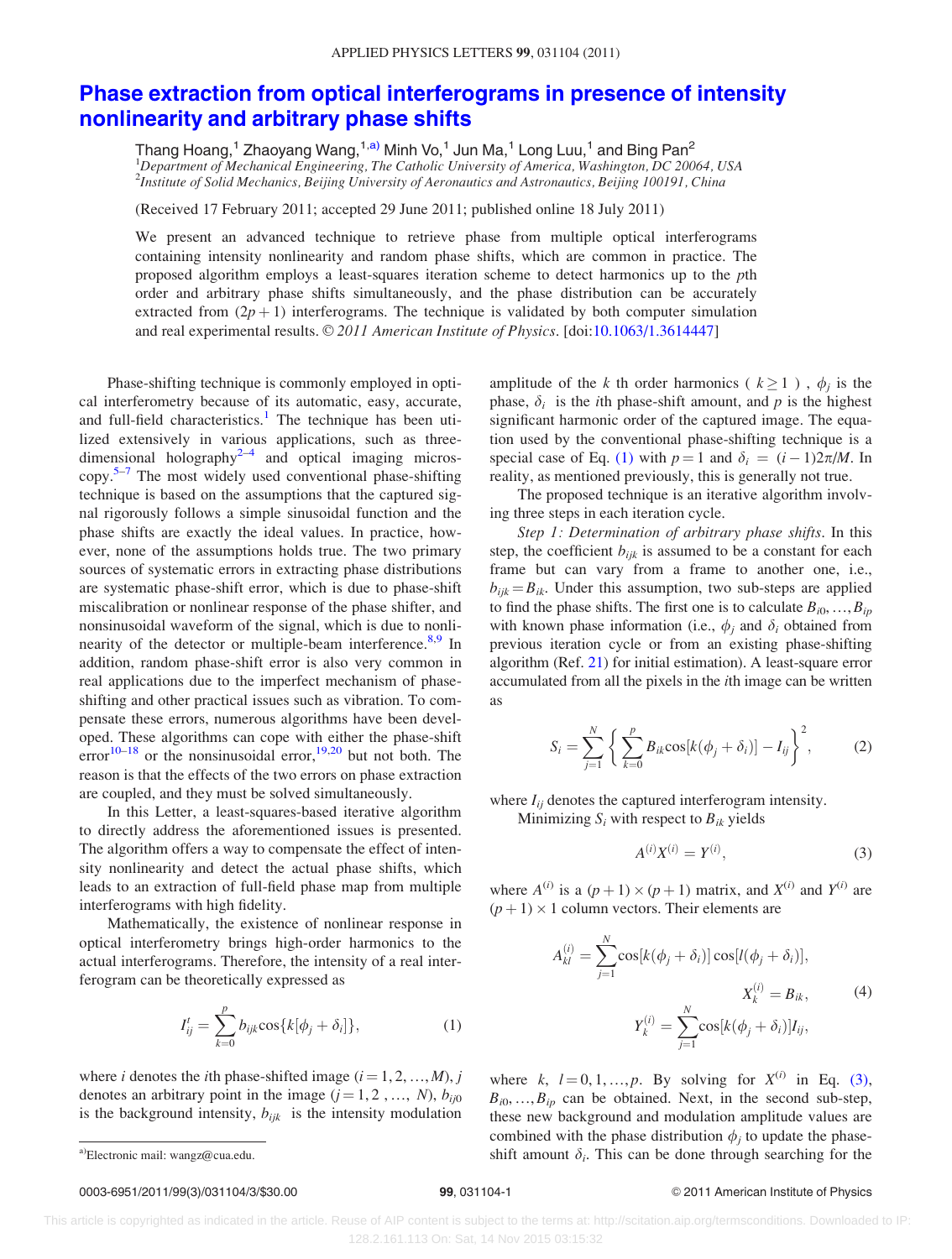# Phase extraction from optical interferograms in presence of intensity nonlinearity and arbitrary phase shifts

Thang Hoang,[1] Zhaoyang Wang,[1,a)] Minh Vo,[1] Jun Ma,[1] Long Luu,[1] and Bing Pan[2]

[1]*Department of Mechanical Engineering, The Catholic University of America, Washington, DC 20064, USA*
[2]*Institute of Solid Mechanics, Beijing University of Aeronautics and Astronautics, Beijing 100191, China*

(Received 17 February 2011; accepted 29 June 2011; published online 18 July 2011)

We present an advanced technique to retrieve phase from multiple optical interferograms containing intensity nonlinearity and random phase shifts, which are common in practice. The proposed algorithm employs a least-squares iteration scheme to detect harmonics up to the $p$th order and arbitrary phase shifts simultaneously, and the phase distribution can be accurately extracted from $(2p+1)$ interferograms. The technique is validated by both computer simulation and real experimental results. © *2011 American Institute of Physics*. [doi:10.1063/1.3614447]

Phase-shifting technique is commonly employed in optical interferometry because of its automatic, easy, accurate, and full-field characteristics.[1] The technique has been utilized extensively in various applications, such as three-dimensional holography[2–4] and optical imaging microscopy.[5–7] The most widely used conventional phase-shifting technique is based on the assumptions that the captured signal rigorously follows a simple sinusoidal function and the phase shifts are exactly the ideal values. In practice, however, none of the assumptions holds true. The two primary sources of systematic errors in extracting phase distributions are systematic phase-shift error, which is due to phase-shift miscalibration or nonlinear response of the phase shifter, and nonsinusoidal waveform of the signal, which is due to nonlinearity of the detector or multiple-beam interference.[8,9] In addition, random phase-shift error is also very common in real applications due to the imperfect mechanism of phase-shifting and other practical issues such as vibration. To compensate these errors, numerous algorithms have been developed. These algorithms can cope with either the phase-shift error[10–18] or the nonsinusoidal error,[19,20] but not both. The reason is that the effects of the two errors on phase extraction are coupled, and they must be solved simultaneously.

In this Letter, a least-squares-based iterative algorithm to directly address the aforementioned issues is presented. The algorithm offers a way to compensate the effect of intensity nonlinearity and detect the actual phase shifts, which leads to an extraction of full-field phase map from multiple interferograms with high fidelity.

Mathematically, the existence of nonlinear response in optical interferometry brings high-order harmonics to the actual interferograms. Therefore, the intensity of a real interferogram can be theoretically expressed as

$$I^t_{ij} = \sum_{k=0}^{p} b_{ijk} \cos\{k[\phi_j + \delta_i]\}, \tag{1}$$

where $i$ denotes the $i$th phase-shifted image ($i = 1, 2, \ldots, M$), $j$ denotes an arbitrary point in the image ($j = 1, 2, \ldots, N$), $b_{ij0}$ is the background intensity, $b_{ijk}$ is the intensity modulation amplitude of the $k$ th order harmonics ($k \geq 1$), $\phi_j$ is the phase, $\delta_i$ is the $i$th phase-shift amount, and $p$ is the highest significant harmonic order of the captured image. The equation used by the conventional phase-shifting technique is a special case of Eq. (1) with $p = 1$ and $\delta_i = (i-1)2\pi/M$. In reality, as mentioned previously, this is generally not true.

The proposed technique is an iterative algorithm involving three steps in each iteration cycle.

*Step 1: Determination of arbitrary phase shifts*. In this step, the coefficient $b_{ijk}$ is assumed to be a constant for each frame but can vary from a frame to another one, i.e., $b_{ijk} = B_{ik}$. Under this assumption, two sub-steps are applied to find the phase shifts. The first one is to calculate $B_{i0}, \ldots, B_{ip}$ with known phase information (i.e., $\phi_j$ and $\delta_i$ obtained from previous iteration cycle or from an existing phase-shifting algorithm (Ref. 21) for initial estimation). A least-square error accumulated from all the pixels in the $i$th image can be written as

$$S_i = \sum_{j=1}^{N} \left\{ \sum_{k=0}^{p} B_{ik} \cos[k(\phi_j + \delta_i)] - I_{ij} \right\}^2, \tag{2}$$

where $I_{ij}$ denotes the captured interferogram intensity.

Minimizing $S_i$ with respect to $B_{ik}$ yields

$$A^{(i)} X^{(i)} = Y^{(i)}, \tag{3}$$

where $A^{(i)}$ is a $(p+1) \times (p+1)$ matrix, and $X^{(i)}$ and $Y^{(i)}$ are $(p+1) \times 1$ column vectors. Their elements are

$$\begin{aligned} A^{(i)}_{kl} &= \sum_{j=1}^{N} \cos[k(\phi_j + \delta_i)] \cos[l(\phi_j + \delta_i)], \\ X^{(i)}_k &= B_{ik}, \\ Y^{(i)}_k &= \sum_{j=1}^{N} \cos[k(\phi_j + \delta_i)] I_{ij}, \end{aligned} \tag{4}$$

where $k, \; l = 0, 1, \ldots, p$. By solving for $X^{(i)}$ in Eq. (3), $B_{i0}, \ldots, B_{ip}$ can be obtained. Next, in the second sub-step, these new background and modulation amplitude values are combined with the phase distribution $\phi_j$ to update the phase-shift amount $\delta_i$. This can be done through searching for the

a)Electronic mail: wangz@cua.edu.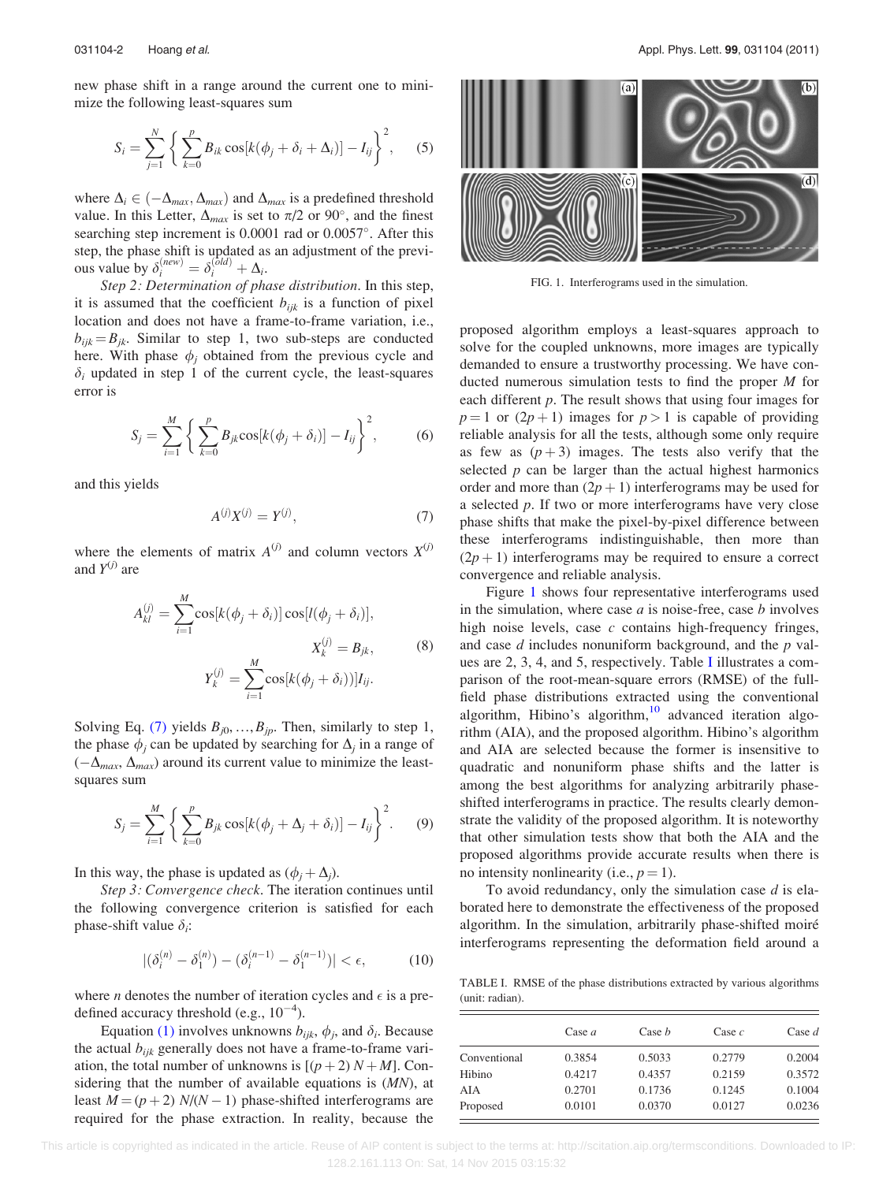new phase shift in a range around the current one to minimize the following least-squares sum

$$S_i = \sum_{j=1}^{N} \left\{ \sum_{k=0}^{p} B_{ik} \cos[k(\phi_j + \delta_i + \Delta_i)] - I_{ij} \right\}^2, \quad (5)$$

where $\Delta_i \in (-\Delta_{max}, \Delta_{max})$ and $\Delta_{max}$ is a predefined threshold value. In this Letter, $\Delta_{max}$ is set to $\pi/2$ or $90^\circ$, and the finest searching step increment is 0.0001 rad or $0.0057^\circ$. After this step, the phase shift is updated as an adjustment of the previous value by $\delta_i^{(new)} = \delta_i^{(old)} + \Delta_i$.

*Step 2: Determination of phase distribution.* In this step, it is assumed that the coefficient $b_{ijk}$ is a function of pixel location and does not have a frame-to-frame variation, i.e., $b_{ijk} = B_{jk}$. Similar to step 1, two sub-steps are conducted here. With phase $\phi_j$ obtained from the previous cycle and $\delta_i$ updated in step 1 of the current cycle, the least-squares error is

$$S_j = \sum_{i=1}^{M} \left\{ \sum_{k=0}^{p} B_{jk} \cos[k(\phi_j + \delta_i)] - I_{ij} \right\}^2, \quad (6)$$

and this yields

$$A^{(j)} X^{(j)} = Y^{(j)}, \quad (7)$$

where the elements of matrix $A^{(j)}$ and column vectors $X^{(j)}$ and $Y^{(j)}$ are

$$A_{kl}^{(j)} = \sum_{i=1}^{M} \cos[k(\phi_j + \delta_i)] \cos[l(\phi_j + \delta_i)],$$
$$X_k^{(j)} = B_{jk}, \quad (8)$$
$$Y_k^{(j)} = \sum_{i=1}^{M} \cos[k(\phi_j + \delta_i))] I_{ij}.$$

Solving Eq. (7) yields $B_{j0}, \ldots, B_{jp}$. Then, similarly to step 1, the phase $\phi_j$ can be updated by searching for $\Delta_j$ in a range of $(-\Delta_{max}, \Delta_{max})$ around its current value to minimize the least-squares sum

$$S_j = \sum_{i=1}^{M} \left\{ \sum_{k=0}^{p} B_{jk} \cos[k(\phi_j + \Delta_j + \delta_i)] - I_{ij} \right\}^2. \quad (9)$$

In this way, the phase is updated as $(\phi_j + \Delta_j)$.

*Step 3: Convergence check.* The iteration continues until the following convergence criterion is satisfied for each phase-shift value $\delta_i$:

$$|(\delta_i^{(n)} - \delta_1^{(n)}) - (\delta_i^{(n-1)} - \delta_1^{(n-1)})| < \epsilon, \quad (10)$$

where $n$ denotes the number of iteration cycles and $\epsilon$ is a predefined accuracy threshold (e.g., $10^{-4}$).

Equation (1) involves unknowns $b_{ijk}$, $\phi_j$, and $\delta_i$. Because the actual $b_{ijk}$ generally does not have a frame-to-frame variation, the total number of unknowns is $[(p+2)N + M]$. Considering that the number of available equations is $(MN)$, at least $M = (p+2)N/(N-1)$ phase-shifted interferograms are required for the phase extraction. In reality, because the proposed algorithm employs a least-squares approach to solve for the coupled unknowns, more images are typically demanded to ensure a trustworthy processing. We have conducted numerous simulation tests to find the proper $M$ for each different $p$. The result shows that using four images for $p = 1$ or $(2p+1)$ images for $p > 1$ is capable of providing reliable analysis for all the tests, although some only require as few as $(p+3)$ images. The tests also verify that the selected $p$ can be larger than the actual highest harmonics order and more than $(2p+1)$ interferograms may be used for a selected $p$. If two or more interferograms have very close phase shifts that make the pixel-by-pixel difference between these interferograms indistinguishable, then more than $(2p+1)$ interferograms may be required to ensure a correct convergence and reliable analysis.

FIG. 1. Interferograms used in the simulation.

Figure 1 shows four representative interferograms used in the simulation, where case *a* is noise-free, case *b* involves high noise levels, case *c* contains high-frequency fringes, and case *d* includes nonuniform background, and the *p* values are 2, 3, 4, and 5, respectively. Table I illustrates a comparison of the root-mean-square errors (RMSE) of the full-field phase distributions extracted using the conventional algorithm, Hibino's algorithm,[10] advanced iteration algorithm (AIA), and the proposed algorithm. Hibino's algorithm and AIA are selected because the former is insensitive to quadratic and nonuniform phase shifts and the latter is among the best algorithms for analyzing arbitrarily phase-shifted interferograms in practice. The results clearly demonstrate the validity of the proposed algorithm. It is noteworthy that other simulation tests show that both the AIA and the proposed algorithms provide accurate results when there is no intensity nonlinearity (i.e., $p = 1$).

To avoid redundancy, only the simulation case *d* is elaborated here to demonstrate the effectiveness of the proposed algorithm. In the simulation, arbitrarily phase-shifted moiré interferograms representing the deformation field around a

TABLE I. RMSE of the phase distributions extracted by various algorithms (unit: radian).

| | Case *a* | Case *b* | Case *c* | Case *d* |
|---|---|---|---|---|
| Conventional | 0.3854 | 0.5033 | 0.2779 | 0.2004 |
| Hibino | 0.4217 | 0.4357 | 0.2159 | 0.3572 |
| AIA | 0.2701 | 0.1736 | 0.1245 | 0.1004 |
| Proposed | 0.0101 | 0.0370 | 0.0127 | 0.0236 |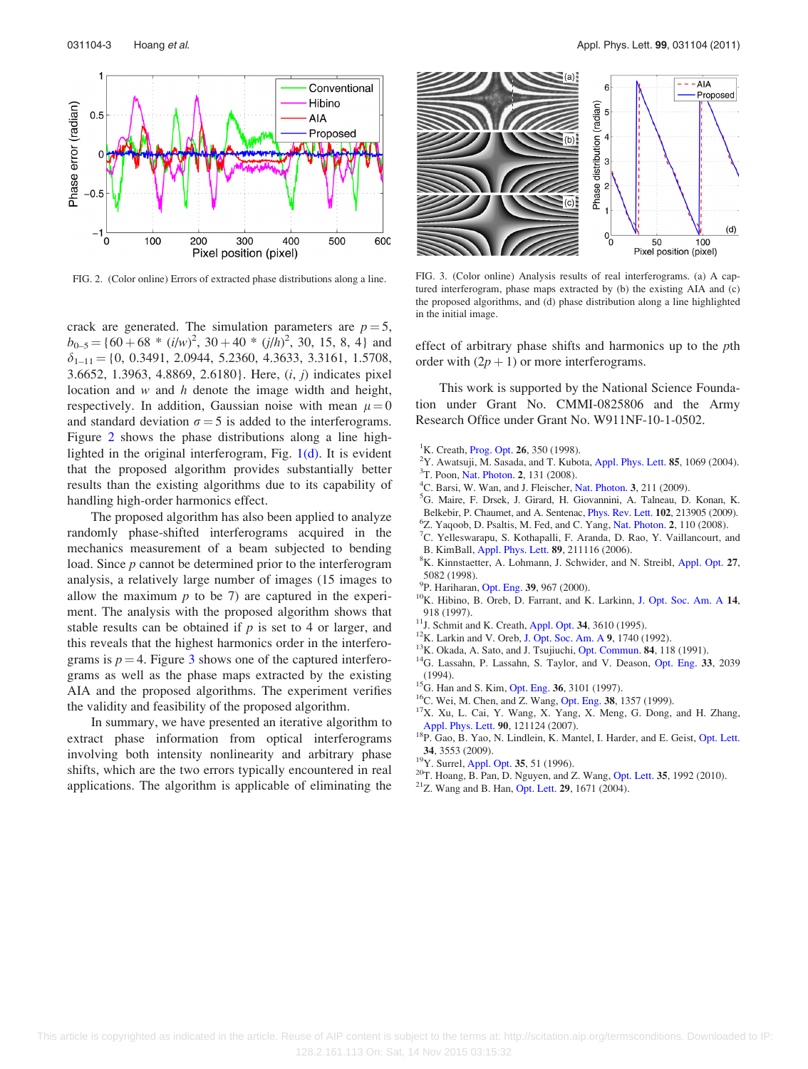Conventional
Hibino
AIA
Proposed

Phase error (radian)

1
0.5
0
−0.5
−1

0 100 200 300 400 500 600

Pixel position (pixel)

FIG. 2. (Color online) Errors of extracted phase distributions along a line.

(a)
(b)
(c)

AIA
Proposed

Phase distribution (radian)

6
5
4
3
2
1
0

0 50 100

Pixel position (pixel)

(d)

FIG. 3. (Color online) Analysis results of real interferograms. (a) A captured interferogram, phase maps extracted by (b) the existing AIA and (c) the proposed algorithms, and (d) phase distribution along a line highlighted in the initial image.

crack are generated. The simulation parameters are $p = 5$, $b_{0\text{–}5} = \{60 + 68 * (i/w)^2, 30 + 40 * (j/h)^2, 30, 15, 8, 4\}$ and $\delta_{1\text{–}11} = \{0, 0.3491, 2.0944, 5.2360, 4.3633, 3.3161, 1.5708, 3.6652, 1.3963, 4.8869, 2.6180\}$. Here, $(i, j)$ indicates pixel location and $w$ and $h$ denote the image width and height, respectively. In addition, Gaussian noise with mean $\mu = 0$ and standard deviation $\sigma = 5$ is added to the interferograms. Figure 2 shows the phase distributions along a line highlighted in the original interferogram, Fig. 1(d). It is evident that the proposed algorithm provides substantially better results than the existing algorithms due to its capability of handling high-order harmonics effect.

The proposed algorithm has also been applied to analyze randomly phase-shifted interferograms acquired in the mechanics measurement of a beam subjected to bending load. Since $p$ cannot be determined prior to the interferogram analysis, a relatively large number of images (15 images to allow the maximum $p$ to be 7) are captured in the experiment. The analysis with the proposed algorithm shows that stable results can be obtained if $p$ is set to 4 or larger, and this reveals that the highest harmonics order in the interferograms is $p = 4$. Figure 3 shows one of the captured interferograms as well as the phase maps extracted by the existing AIA and the proposed algorithms. The experiment verifies the validity and feasibility of the proposed algorithm.

In summary, we have presented an iterative algorithm to extract phase information from optical interferograms involving both intensity nonlinearity and arbitrary phase shifts, which are the two errors typically encountered in real applications. The algorithm is applicable of eliminating the effect of arbitrary phase shifts and harmonics up to the $p$th order with $(2p + 1)$ or more interferograms.

This work is supported by the National Science Foundation under Grant No. CMMI-0825806 and the Army Research Office under Grant No. W911NF-10-1-0502.

[1] K. Creath, Prog. Opt. **26**, 350 (1998).
[2] Y. Awatsuji, M. Sasada, and T. Kubota, Appl. Phys. Lett. **85**, 1069 (2004).
[3] T. Poon, Nat. Photon. **2**, 131 (2008).
[4] C. Barsi, W. Wan, and J. Fleischer, Nat. Photon. **3**, 211 (2009).
[5] G. Maire, F. Drsek, J. Girard, H. Giovannini, A. Talneau, D. Konan, K. Belkebir, P. Chaumet, and A. Sentenac, Phys. Rev. Lett. **102**, 213905 (2009).
[6] Z. Yaqoob, D. Psaltis, M. Fed, and C. Yang, Nat. Photon. **2**, 110 (2008).
[7] C. Yelleswarapu, S. Kothapalli, F. Aranda, D. Rao, Y. Vaillancourt, and B. KimBall, Appl. Phys. Lett. **89**, 211116 (2006).
[8] K. Kinnstaetter, A. Lohmann, J. Schwider, and N. Streibl, Appl. Opt. **27**, 5082 (1998).
[9] P. Hariharan, Opt. Eng. **39**, 967 (2000).
[10] K. Hibino, B. Oreb, D. Farrant, and K. Larkinn, J. Opt. Soc. Am. A **14**, 918 (1997).
[11] J. Schmit and K. Creath, Appl. Opt. **34**, 3610 (1995).
[12] K. Larkin and V. Oreb, J. Opt. Soc. Am. A **9**, 1740 (1992).
[13] K. Okada, A. Sato, and J. Tsujiuchi, Opt. Commun. **84**, 118 (1991).
[14] G. Lassahn, P. Lassahn, S. Taylor, and V. Deason, Opt. Eng. **33**, 2039 (1994).
[15] G. Han and S. Kim, Opt. Eng. **36**, 3101 (1997).
[16] C. Wei, M. Chen, and Z. Wang, Opt. Eng. **38**, 1357 (1999).
[17] X. Xu, L. Cai, Y. Wang, X. Yang, X. Meng, G. Dong, and H. Zhang, Appl. Phys. Lett. **90**, 121124 (2007).
[18] P. Gao, B. Yao, N. Lindlein, K. Mantel, I. Harder, and E. Geist, Opt. Lett. **34**, 3553 (2009).
[19] Y. Surrel, Appl. Opt. **35**, 51 (1996).
[20] T. Hoang, B. Pan, D. Nguyen, and Z. Wang, Opt. Lett. **35**, 1992 (2010).
[21] Z. Wang and B. Han, Opt. Lett. **29**, 1671 (2004).